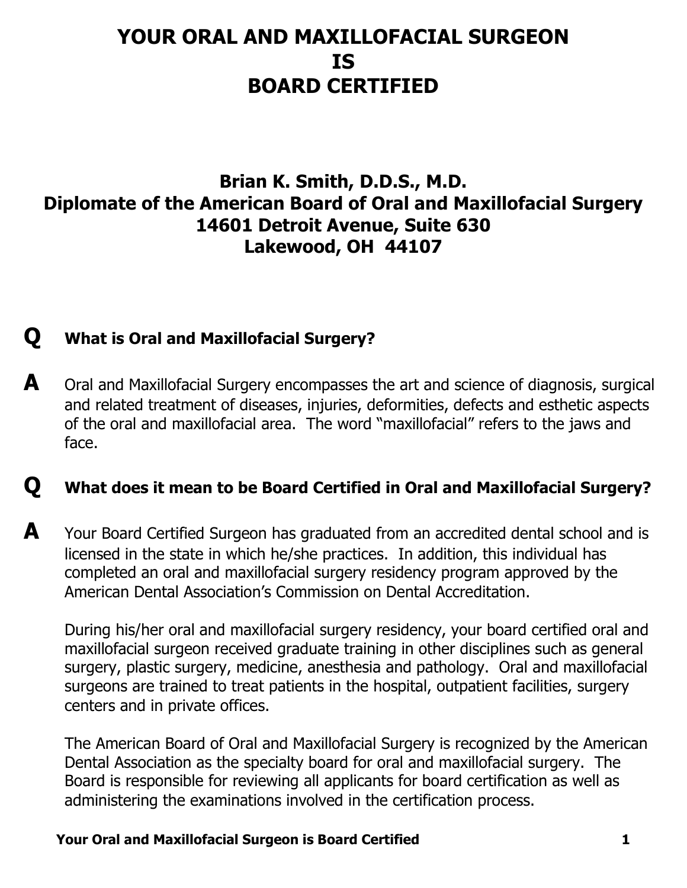# YOUR ORAL AND MAXILLOFACIAL SURGEON IS BOARD CERTIFIED

## Brian K. Smith, D.D.S., M.D.
## Diplomate of the American Board of Oral and Maxillofacial Surgery
## 14601 Detroit Avenue, Suite 630
## Lakewood, OH 44107

**Q** **What is Oral and Maxillofacial Surgery?**

**A** Oral and Maxillofacial Surgery encompasses the art and science of diagnosis, surgical and related treatment of diseases, injuries, deformities, defects and esthetic aspects of the oral and maxillofacial area. The word "maxillofacial" refers to the jaws and face.

**Q** **What does it mean to be Board Certified in Oral and Maxillofacial Surgery?**

**A** Your Board Certified Surgeon has graduated from an accredited dental school and is licensed in the state in which he/she practices. In addition, this individual has completed an oral and maxillofacial surgery residency program approved by the American Dental Association's Commission on Dental Accreditation.

During his/her oral and maxillofacial surgery residency, your board certified oral and maxillofacial surgeon received graduate training in other disciplines such as general surgery, plastic surgery, medicine, anesthesia and pathology. Oral and maxillofacial surgeons are trained to treat patients in the hospital, outpatient facilities, surgery centers and in private offices.

The American Board of Oral and Maxillofacial Surgery is recognized by the American Dental Association as the specialty board for oral and maxillofacial surgery. The Board is responsible for reviewing all applicants for board certification as well as administering the examinations involved in the certification process.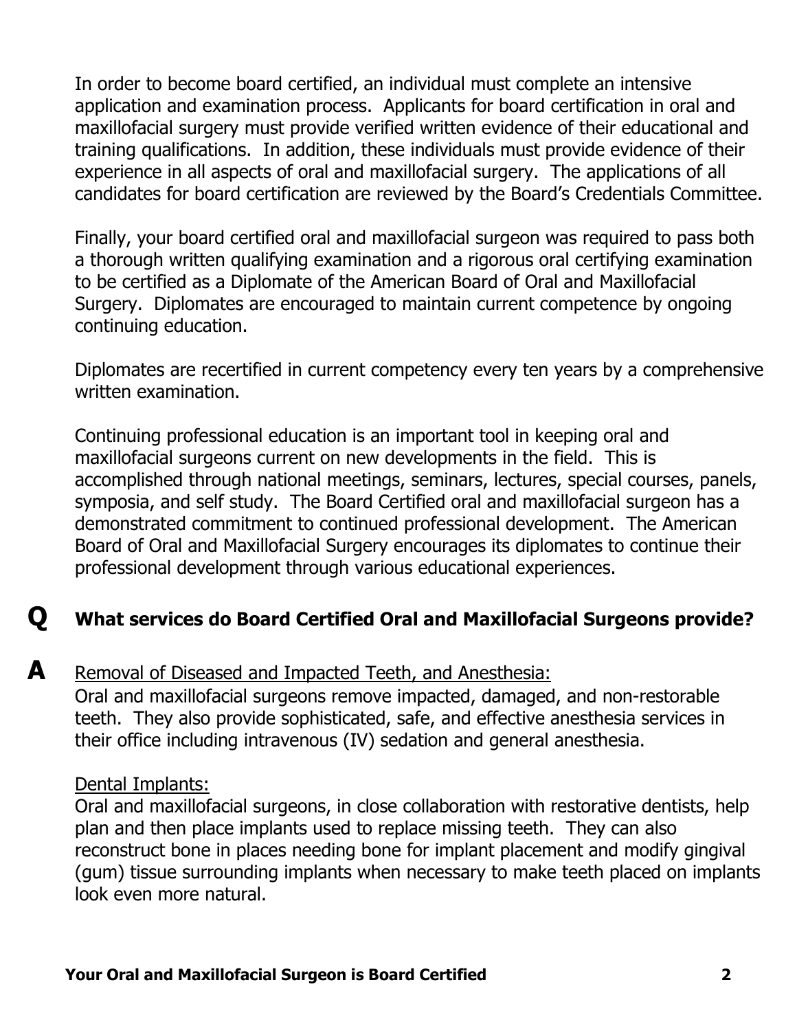In order to become board certified, an individual must complete an intensive application and examination process. Applicants for board certification in oral and maxillofacial surgery must provide verified written evidence of their educational and training qualifications. In addition, these individuals must provide evidence of their experience in all aspects of oral and maxillofacial surgery. The applications of all candidates for board certification are reviewed by the Board's Credentials Committee.

Finally, your board certified oral and maxillofacial surgeon was required to pass both a thorough written qualifying examination and a rigorous oral certifying examination to be certified as a Diplomate of the American Board of Oral and Maxillofacial Surgery. Diplomates are encouraged to maintain current competence by ongoing continuing education.

Diplomates are recertified in current competency every ten years by a comprehensive written examination.

Continuing professional education is an important tool in keeping oral and maxillofacial surgeons current on new developments in the field. This is accomplished through national meetings, seminars, lectures, special courses, panels, symposia, and self study. The Board Certified oral and maxillofacial surgeon has a demonstrated commitment to continued professional development. The American Board of Oral and Maxillofacial Surgery encourages its diplomates to continue their professional development through various educational experiences.

**Q What services do Board Certified Oral and Maxillofacial Surgeons provide?**

**A** Removal of Diseased and Impacted Teeth, and Anesthesia:

Oral and maxillofacial surgeons remove impacted, damaged, and non-restorable teeth. They also provide sophisticated, safe, and effective anesthesia services in their office including intravenous (IV) sedation and general anesthesia.

Dental Implants:

Oral and maxillofacial surgeons, in close collaboration with restorative dentists, help plan and then place implants used to replace missing teeth. They can also reconstruct bone in places needing bone for implant placement and modify gingival (gum) tissue surrounding implants when necessary to make teeth placed on implants look even more natural.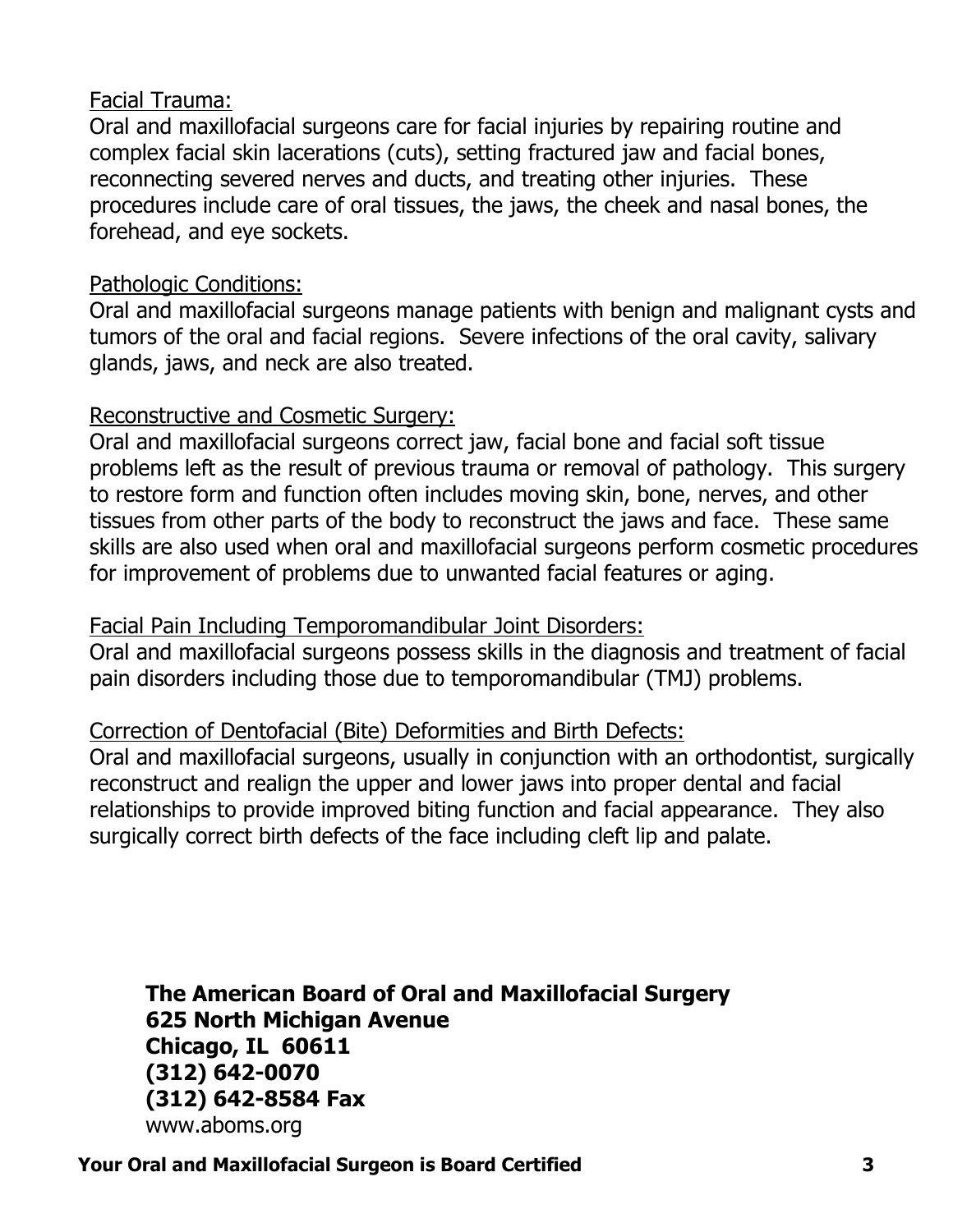Facial Trauma:
Oral and maxillofacial surgeons care for facial injuries by repairing routine and complex facial skin lacerations (cuts), setting fractured jaw and facial bones, reconnecting severed nerves and ducts, and treating other injuries. These procedures include care of oral tissues, the jaws, the cheek and nasal bones, the forehead, and eye sockets.

Pathologic Conditions:
Oral and maxillofacial surgeons manage patients with benign and malignant cysts and tumors of the oral and facial regions. Severe infections of the oral cavity, salivary glands, jaws, and neck are also treated.

Reconstructive and Cosmetic Surgery:
Oral and maxillofacial surgeons correct jaw, facial bone and facial soft tissue problems left as the result of previous trauma or removal of pathology. This surgery to restore form and function often includes moving skin, bone, nerves, and other tissues from other parts of the body to reconstruct the jaws and face. These same skills are also used when oral and maxillofacial surgeons perform cosmetic procedures for improvement of problems due to unwanted facial features or aging.

Facial Pain Including Temporomandibular Joint Disorders:
Oral and maxillofacial surgeons possess skills in the diagnosis and treatment of facial pain disorders including those due to temporomandibular (TMJ) problems.

Correction of Dentofacial (Bite) Deformities and Birth Defects:
Oral and maxillofacial surgeons, usually in conjunction with an orthodontist, surgically reconstruct and realign the upper and lower jaws into proper dental and facial relationships to provide improved biting function and facial appearance. They also surgically correct birth defects of the face including cleft lip and palate.

**The American Board of Oral and Maxillofacial Surgery**
**625 North Michigan Avenue**
**Chicago, IL 60611**
**(312) 642-0070**
**(312) 642-8584 Fax**
www.aboms.org